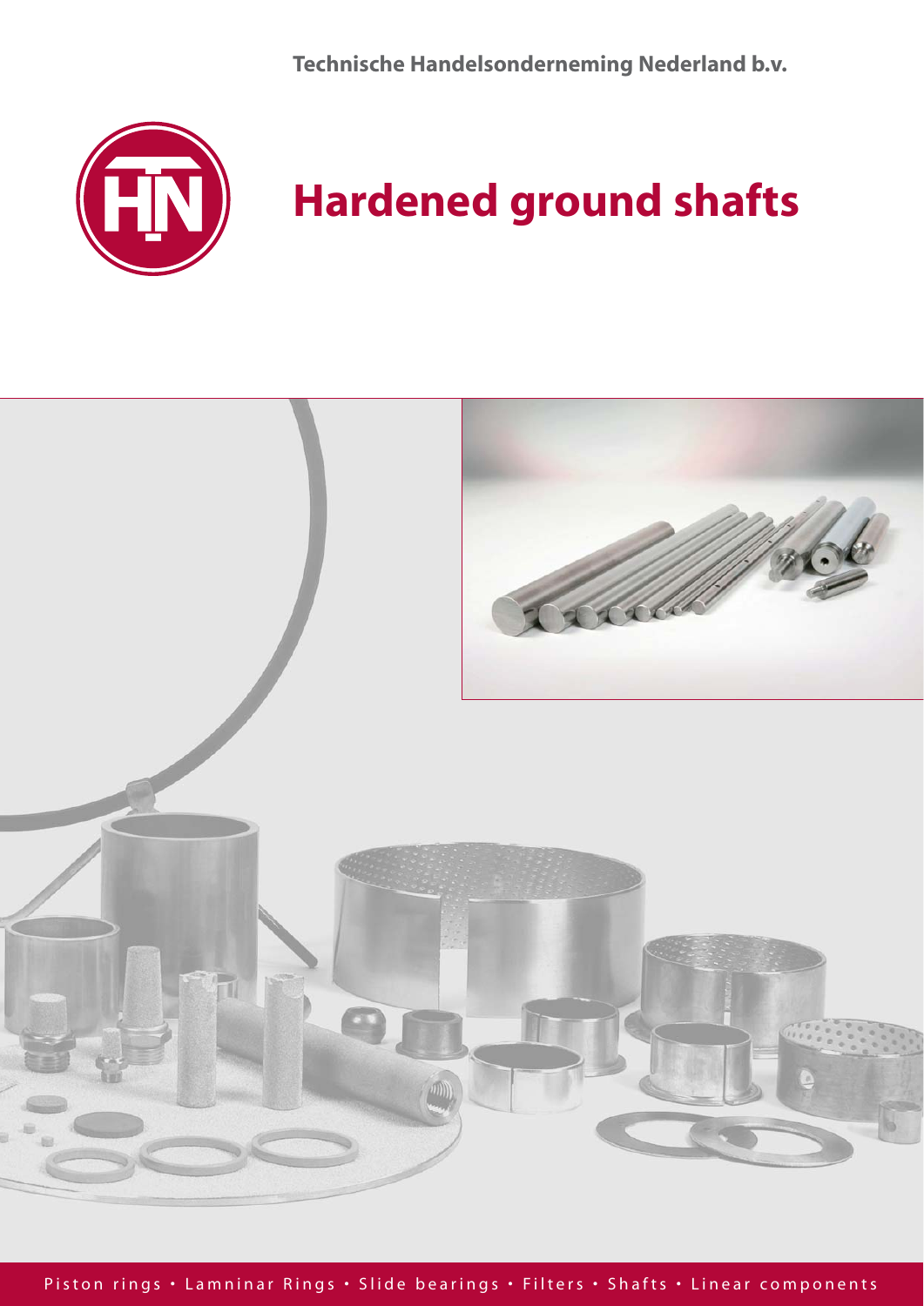Technische Handelsonderneming Nederland b.v.

# Hardened ground shafts

Piston rings • Lamninar Rings • Slide bearings • Filters • Shafts • Linear components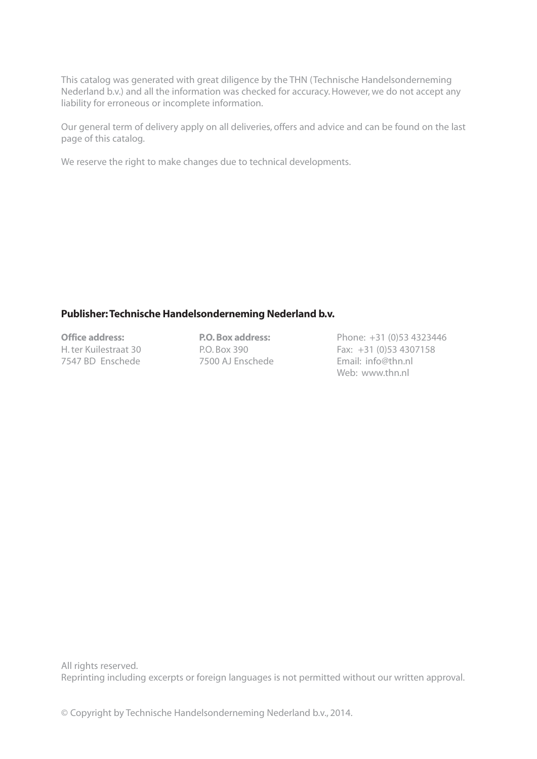This catalog was generated with great diligence by the THN (Technische Handelsonderneming Nederland b.v.) and all the information was checked for accuracy. However, we do not accept any liability for erroneous or incomplete information.

Our general term of delivery apply on all deliveries, offers and advice and can be found on the last page of this catalog.

We reserve the right to make changes due to technical developments.

**Publisher: Technische Handelsonderneming Nederland b.v.**

**Office address:**
H. ter Kuilestraat 30
7547 BD Enschede

**P.O. Box address:**
P.O. Box 390
7500 AJ Enschede

Phone: +31 (0)53 4323446
Fax: +31 (0)53 4307158
Email: info@thn.nl
Web: www.thn.nl

All rights reserved.
Reprinting including excerpts or foreign languages is not permitted without our written approval.

© Copyright by Technische Handelsonderneming Nederland b.v., 2014.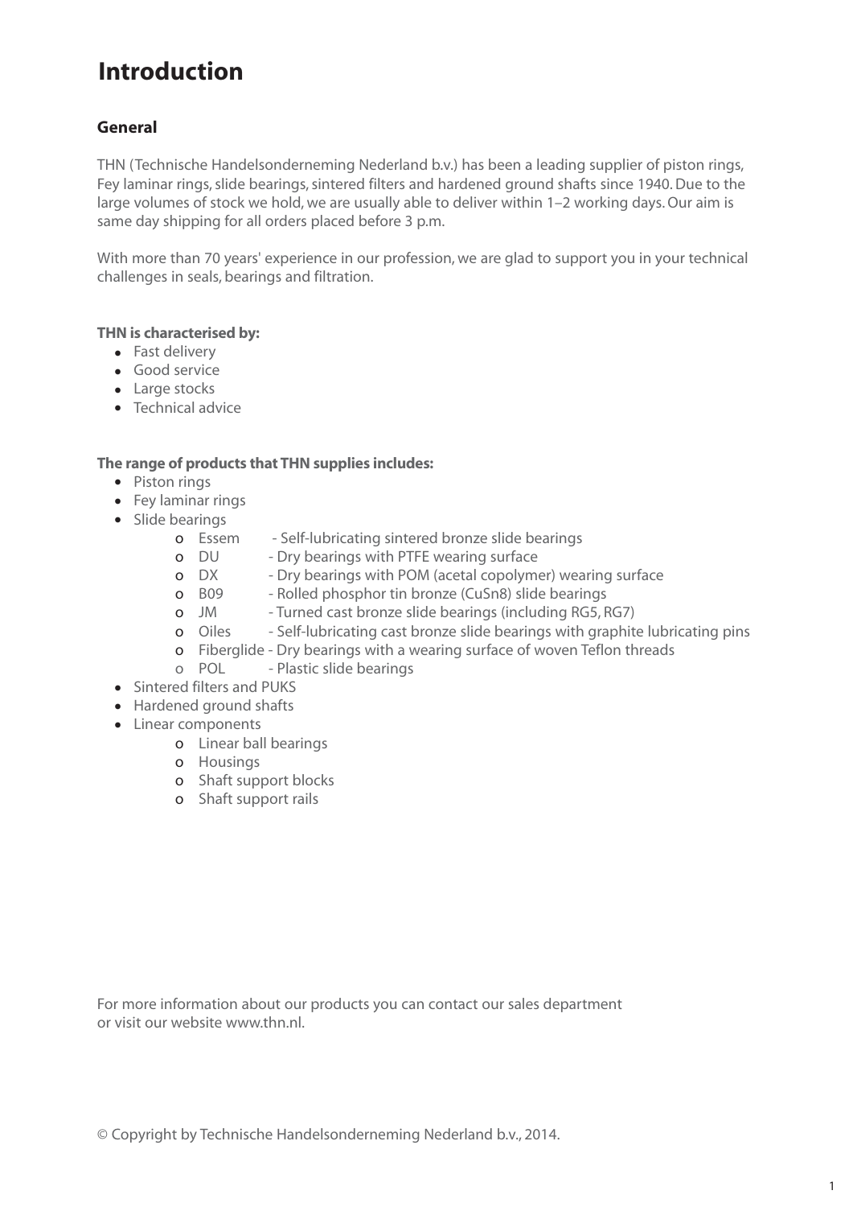# Introduction

## General

THN (Technische Handelsonderneming Nederland b.v.) has been a leading supplier of piston rings, Fey laminar rings, slide bearings, sintered filters and hardened ground shafts since 1940. Due to the large volumes of stock we hold, we are usually able to deliver within 1–2 working days. Our aim is same day shipping for all orders placed before 3 p.m.

With more than 70 years' experience in our profession, we are glad to support you in your technical challenges in seals, bearings and filtration.

**THN is characterised by:**

- Fast delivery
- Good service
- Large stocks
- Technical advice

**The range of products that THN supplies includes:**

- Piston rings
- Fey laminar rings
- Slide bearings
    - Essem - Self-lubricating sintered bronze slide bearings
    - DU - Dry bearings with PTFE wearing surface
    - DX - Dry bearings with POM (acetal copolymer) wearing surface
    - B09 - Rolled phosphor tin bronze (CuSn8) slide bearings
    - JM - Turned cast bronze slide bearings (including RG5, RG7)
    - Oiles - Self-lubricating cast bronze slide bearings with graphite lubricating pins
    - Fiberglide - Dry bearings with a wearing surface of woven Teflon threads
    - POL - Plastic slide bearings
- Sintered filters and PUKS
- Hardened ground shafts
- Linear components
    - Linear ball bearings
    - Housings
    - Shaft support blocks
    - Shaft support rails

For more information about our products you can contact our sales department or visit our website www.thn.nl.

© Copyright by Technische Handelsonderneming Nederland b.v., 2014.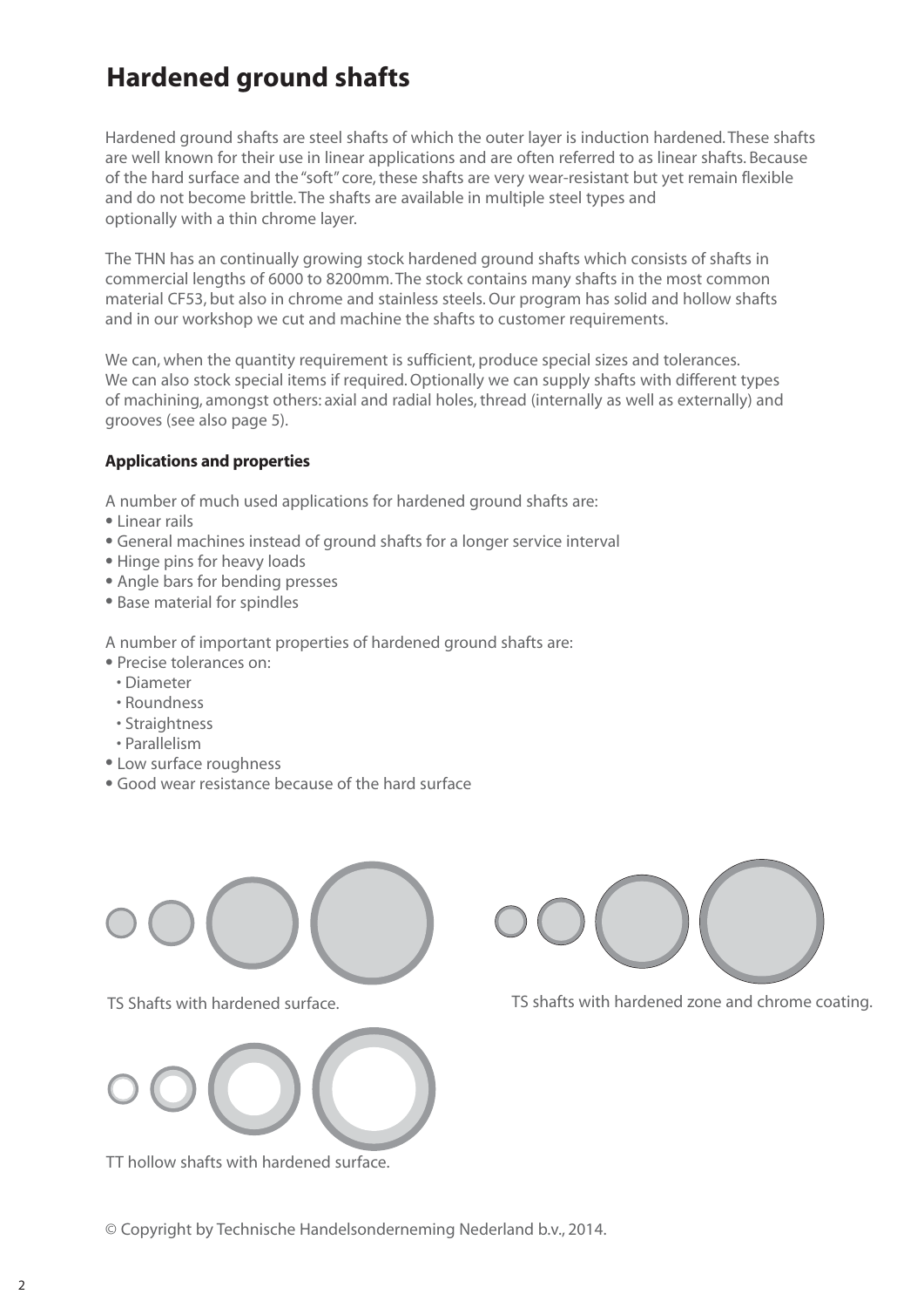# Hardened ground shafts

Hardened ground shafts are steel shafts of which the outer layer is induction hardened. These shafts are well known for their use in linear applications and are often referred to as linear shafts. Because of the hard surface and the "soft" core, these shafts are very wear-resistant but yet remain flexible and do not become brittle. The shafts are available in multiple steel types and optionally with a thin chrome layer.

The THN has an continually growing stock hardened ground shafts which consists of shafts in commercial lengths of 6000 to 8200mm. The stock contains many shafts in the most common material CF53, but also in chrome and stainless steels. Our program has solid and hollow shafts and in our workshop we cut and machine the shafts to customer requirements.

We can, when the quantity requirement is sufficient, produce special sizes and tolerances. We can also stock special items if required. Optionally we can supply shafts with different types of machining, amongst others: axial and radial holes, thread (internally as well as externally) and grooves (see also page 5).

### Applications and properties

A number of much used applications for hardened ground shafts are:

- Linear rails
- General machines instead of ground shafts for a longer service interval
- Hinge pins for heavy loads
- Angle bars for bending presses
- Base material for spindles

A number of important properties of hardened ground shafts are:

- Precise tolerances on:
  - Diameter
  - Roundness
  - Straightness
  - Parallelism
- Low surface roughness
- Good wear resistance because of the hard surface

TS Shafts with hardened surface.

TS shafts with hardened zone and chrome coating.

TT hollow shafts with hardened surface.

© Copyright by Technische Handelsonderneming Nederland b.v., 2014.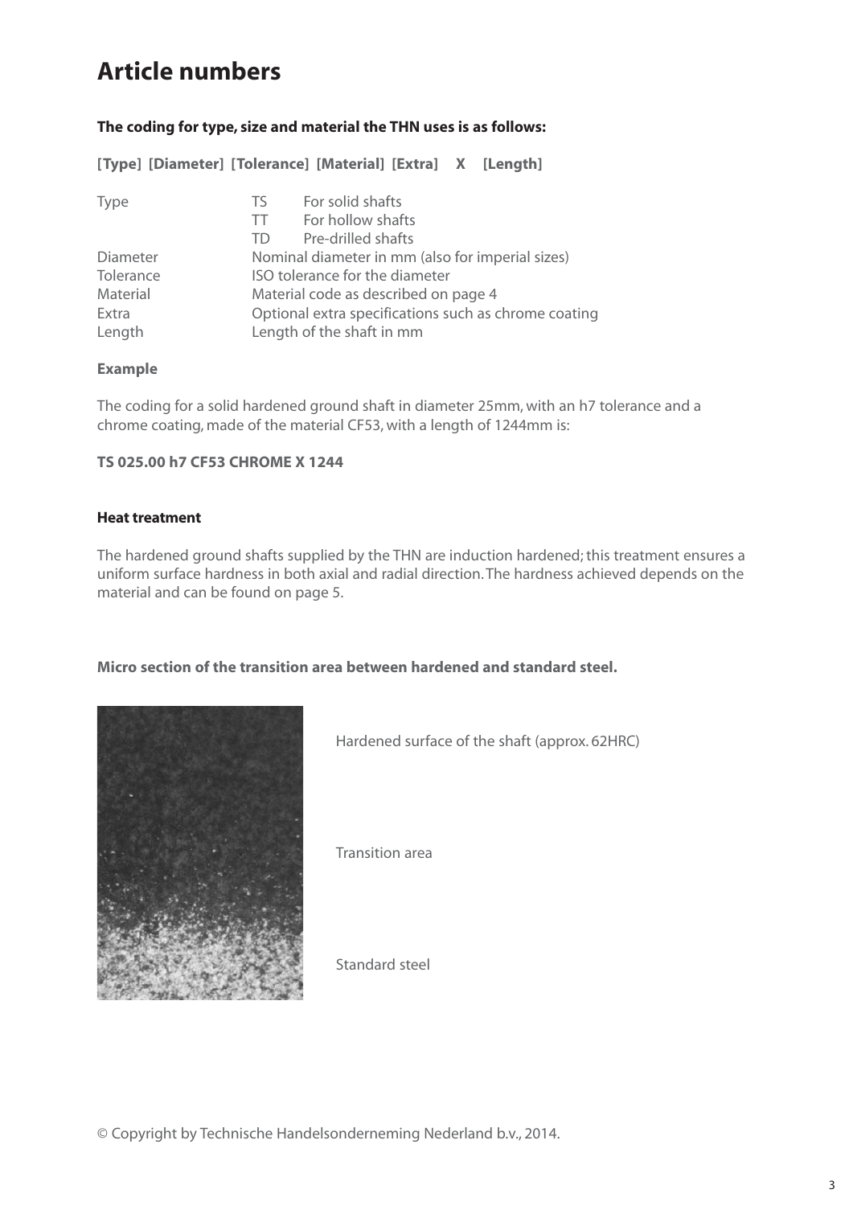# Article numbers

**The coding for type, size and material the THN uses is as follows:**

**[Type] [Diameter] [Tolerance] [Material] [Extra] X [Length]**

| | | |
|---|---|---|
| Type | TS | For solid shafts |
| | TT | For hollow shafts |
| | TD | Pre-drilled shafts |
| Diameter | Nominal diameter in mm (also for imperial sizes) | |
| Tolerance | ISO tolerance for the diameter | |
| Material | Material code as described on page 4 | |
| Extra | Optional extra specifications such as chrome coating | |
| Length | Length of the shaft in mm | |

**Example**

The coding for a solid hardened ground shaft in diameter 25mm, with an h7 tolerance and a chrome coating, made of the material CF53, with a length of 1244mm is:

**TS 025.00 h7 CF53 CHROME X 1244**

**Heat treatment**

The hardened ground shafts supplied by the THN are induction hardened; this treatment ensures a uniform surface hardness in both axial and radial direction. The hardness achieved depends on the material and can be found on page 5.

**Micro section of the transition area between hardened and standard steel.**

Hardened surface of the shaft (approx. 62HRC)

Transition area

Standard steel

© Copyright by Technische Handelsonderneming Nederland b.v., 2014.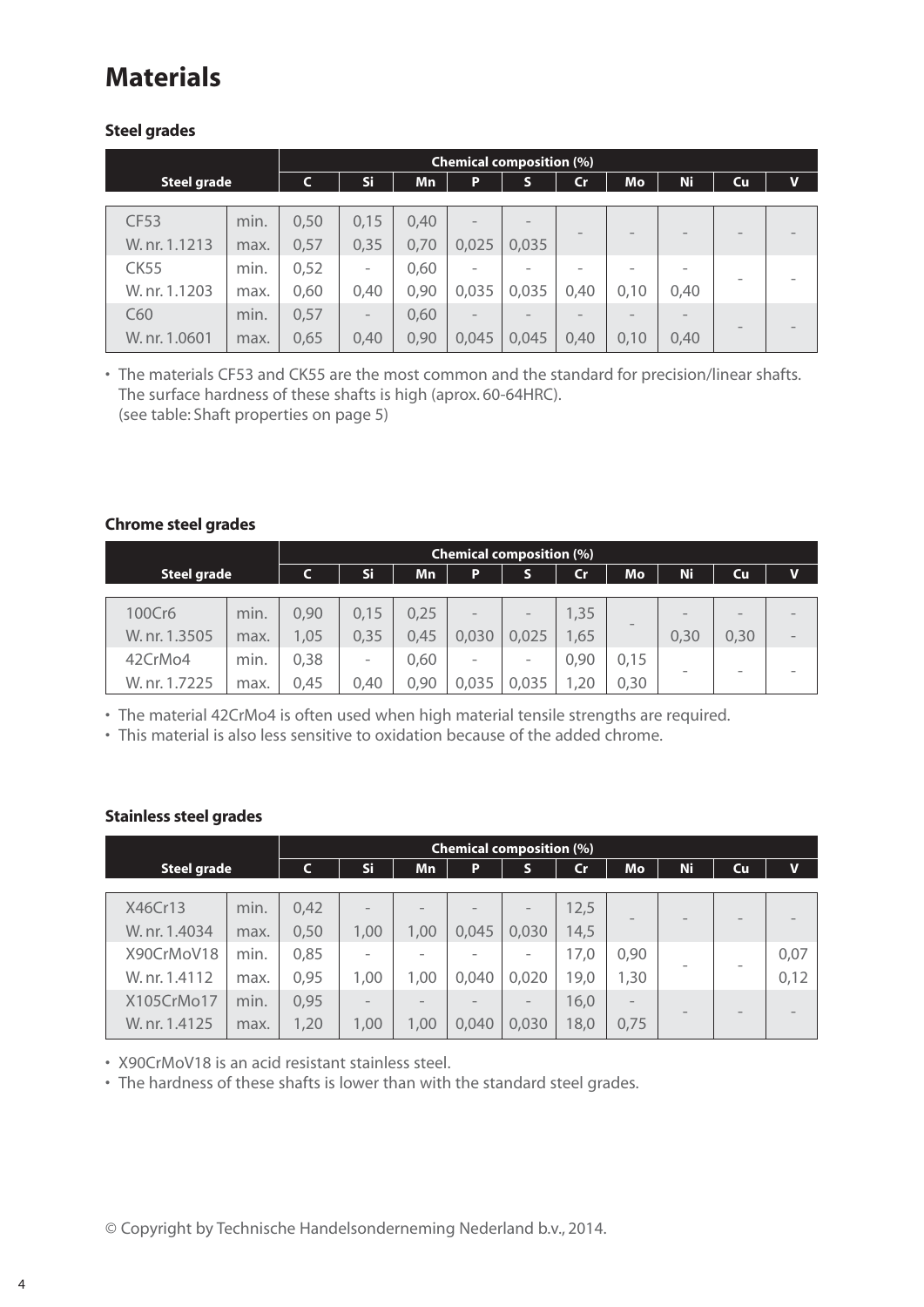# Materials

## Steel grades

| Steel grade | | Chemical composition (%) C | Si | Mn | P | S | Cr | Mo | Ni | Cu | V |
|---|---|---|---|---|---|---|---|---|---|---|---|
| CF53 | min. | 0,50 | 0,15 | 0,40 | - | - | - | - | - | - | - |
| W. nr. 1.1213 | max. | 0,57 | 0,35 | 0,70 | 0,025 | 0,035 | | | | | |
| CK55 | min. | 0,52 | - | 0,60 | - | - | - | - | - | - | - |
| W. nr. 1.1203 | max. | 0,60 | 0,40 | 0,90 | 0,035 | 0,035 | 0,40 | 0,10 | 0,40 | | |
| C60 | min. | 0,57 | - | 0,60 | - | - | - | - | - | - | - |
| W. nr. 1.0601 | max. | 0,65 | 0,40 | 0,90 | 0,045 | 0,045 | 0,40 | 0,10 | 0,40 | | |

- The materials CF53 and CK55 are the most common and the standard for precision/linear shafts. The surface hardness of these shafts is high (aprox. 60-64HRC).
  (see table: Shaft properties on page 5)

## Chrome steel grades

| Steel grade | | Chemical composition (%) C | Si | Mn | P | S | Cr | Mo | Ni | Cu | V |
|---|---|---|---|---|---|---|---|---|---|---|---|
| 100Cr6 | min. | 0,90 | 0,15 | 0,25 | - | - | 1,35 | - | - | - | - |
| W. nr. 1.3505 | max. | 1,05 | 0,35 | 0,45 | 0,030 | 0,025 | 1,65 | | 0,30 | 0,30 | - |
| 42CrMo4 | min. | 0,38 | - | 0,60 | - | - | 0,90 | 0,15 | - | - | - |
| W. nr. 1.7225 | max. | 0,45 | 0,40 | 0,90 | 0,035 | 0,035 | 1,20 | 0,30 | | | |

- The material 42CrMo4 is often used when high material tensile strengths are required.
- This material is also less sensitive to oxidation because of the added chrome.

## Stainless steel grades

| Steel grade | | Chemical composition (%) C | Si | Mn | P | S | Cr | Mo | Ni | Cu | V |
|---|---|---|---|---|---|---|---|---|---|---|---|
| X46Cr13 | min. | 0,42 | - | - | - | - | 12,5 | - | - | - | - |
| W. nr. 1.4034 | max. | 0,50 | 1,00 | 1,00 | 0,045 | 0,030 | 14,5 | | | | |
| X90CrMoV18 | min. | 0,85 | - | - | - | - | 17,0 | 0,90 | - | - | 0,07 |
| W. nr. 1.4112 | max. | 0,95 | 1,00 | 1,00 | 0,040 | 0,020 | 19,0 | 1,30 | | | 0,12 |
| X105CrMo17 | min. | 0,95 | - | - | - | - | 16,0 | - | - | - | - |
| W. nr. 1.4125 | max. | 1,20 | 1,00 | 1,00 | 0,040 | 0,030 | 18,0 | 0,75 | | | |

- X90CrMoV18 is an acid resistant stainless steel.
- The hardness of these shafts is lower than with the standard steel grades.

© Copyright by Technische Handelsonderneming Nederland b.v., 2014.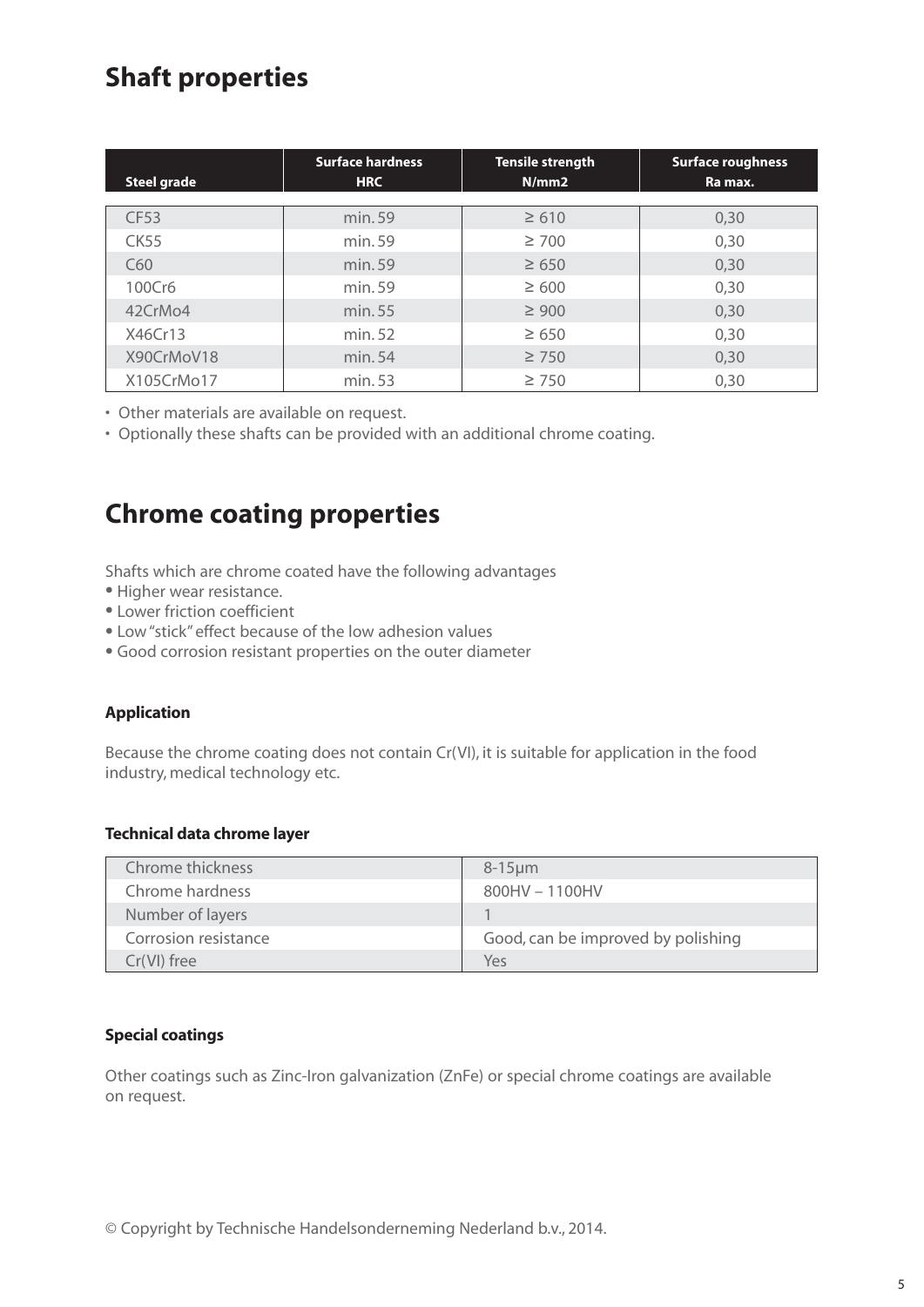## Shaft properties

| Steel grade | Surface hardness HRC | Tensile strength N/mm2 | Surface roughness Ra max. |
|---|---|---|---|
| CF53 | min. 59 | ≥ 610 | 0,30 |
| CK55 | min. 59 | ≥ 700 | 0,30 |
| C60 | min. 59 | ≥ 650 | 0,30 |
| 100Cr6 | min. 59 | ≥ 600 | 0,30 |
| 42CrMo4 | min. 55 | ≥ 900 | 0,30 |
| X46Cr13 | min. 52 | ≥ 650 | 0,30 |
| X90CrMoV18 | min. 54 | ≥ 750 | 0,30 |
| X105CrMo17 | min. 53 | ≥ 750 | 0,30 |

- Other materials are available on request.
- Optionally these shafts can be provided with an additional chrome coating.

## Chrome coating properties

Shafts which are chrome coated have the following advantages

- Higher wear resistance.
- Lower friction coefficient
- Low "stick" effect because of the low adhesion values
- Good corrosion resistant properties on the outer diameter

**Application**

Because the chrome coating does not contain Cr(VI), it is suitable for application in the food industry, medical technology etc.

**Technical data chrome layer**

| | |
|---|---|
| Chrome thickness | 8-15µm |
| Chrome hardness | 800HV – 1100HV |
| Number of layers | 1 |
| Corrosion resistance | Good, can be improved by polishing |
| Cr(VI) free | Yes |

**Special coatings**

Other coatings such as Zinc-Iron galvanization (ZnFe) or special chrome coatings are available on request.

© Copyright by Technische Handelsonderneming Nederland b.v., 2014.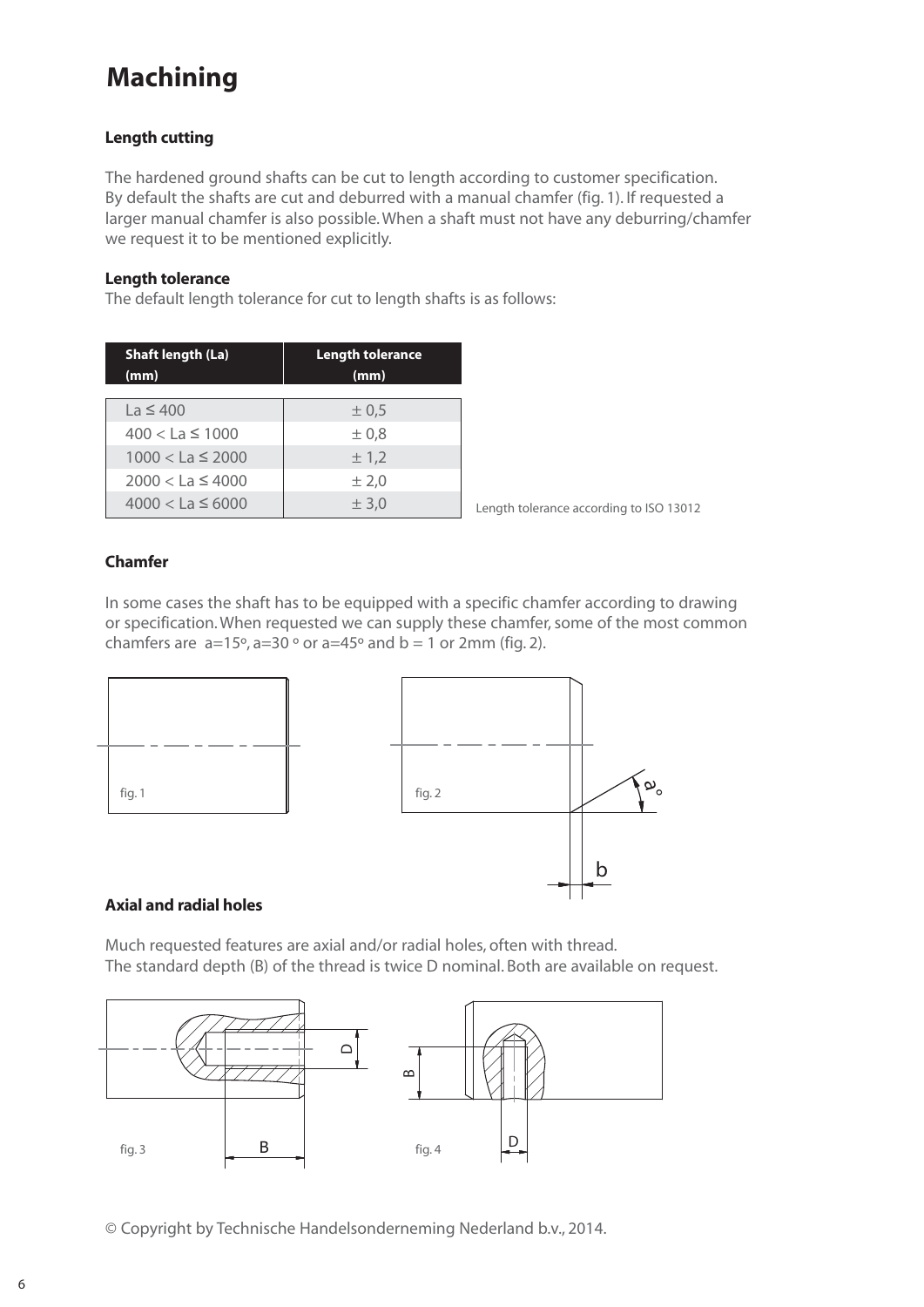# Machining

### Length cutting

The hardened ground shafts can be cut to length according to customer specification. By default the shafts are cut and deburred with a manual chamfer (fig. 1). If requested a larger manual chamfer is also possible. When a shaft must not have any deburring/chamfer we request it to be mentioned explicitly.

#### Length tolerance

The default length tolerance for cut to length shafts is as follows:

| Shaft length (La) (mm) | Length tolerance (mm) |
|---|---|
| La ≤ 400 | ± 0,5 |
| 400 < La ≤ 1000 | ± 0,8 |
| 1000 < La ≤ 2000 | ± 1,2 |
| 2000 < La ≤ 4000 | ± 2,0 |
| 4000 < La ≤ 6000 | ± 3,0 |

Length tolerance according to ISO 13012

### Chamfer

In some cases the shaft has to be equipped with a specific chamfer according to drawing or specification. When requested we can supply these chamfer, some of the most common chamfers are a=15º, a=30 º or a=45º and b = 1 or 2mm (fig. 2).

fig. 1

fig. 2

### Axial and radial holes

Much requested features are axial and/or radial holes, often with thread. The standard depth (B) of the thread is twice D nominal. Both are available on request.

fig. 3

fig. 4

© Copyright by Technische Handelsonderneming Nederland b.v., 2014.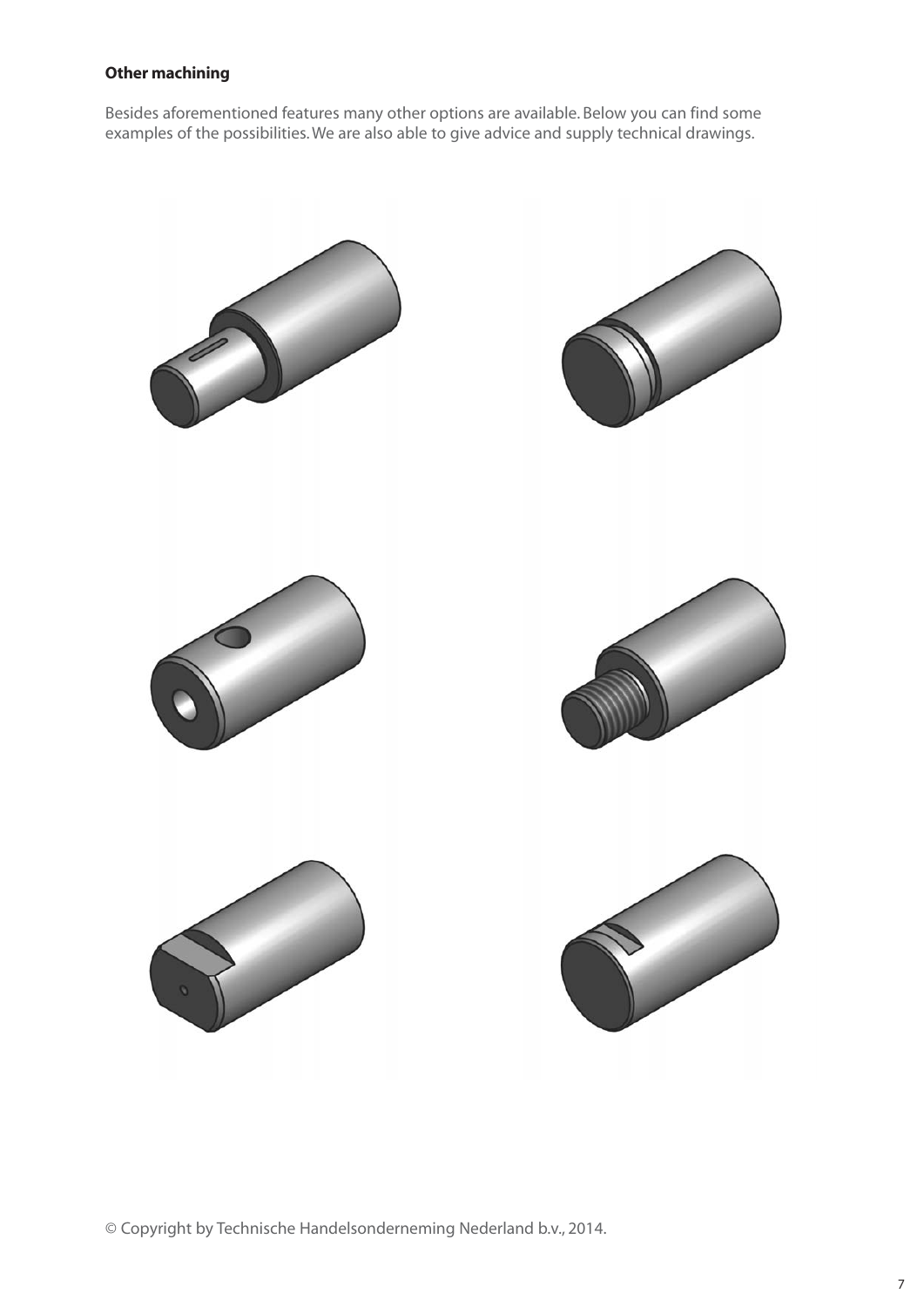**Other machining**

Besides aforementioned features many other options are available. Below you can find some examples of the possibilities. We are also able to give advice and supply technical drawings.

© Copyright by Technische Handelsonderneming Nederland b.v., 2014.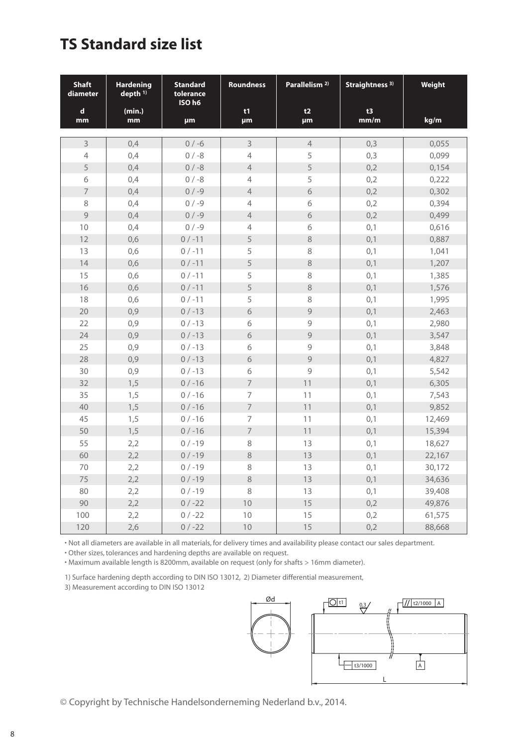# TS Standard size list

| Shaft diameter<br>d<br>mm | Hardening depth 1)<br>(min.)<br>mm | Standard tolerance ISO h6<br>µm | Roundness<br>t1<br>µm | Parallelism 2)<br>t2<br>µm | Straightness 3)<br>t3<br>mm/m | Weight<br>kg/m |
|---|---|---|---|---|---|---|
| 3 | 0,4 | 0 / -6 | 3 | 4 | 0,3 | 0,055 |
| 4 | 0,4 | 0 / -8 | 4 | 5 | 0,3 | 0,099 |
| 5 | 0,4 | 0 / -8 | 4 | 5 | 0,2 | 0,154 |
| 6 | 0,4 | 0 / -8 | 4 | 5 | 0,2 | 0,222 |
| 7 | 0,4 | 0 / -9 | 4 | 6 | 0,2 | 0,302 |
| 8 | 0,4 | 0 / -9 | 4 | 6 | 0,2 | 0,394 |
| 9 | 0,4 | 0 / -9 | 4 | 6 | 0,2 | 0,499 |
| 10 | 0,4 | 0 / -9 | 4 | 6 | 0,1 | 0,616 |
| 12 | 0,6 | 0 / -11 | 5 | 8 | 0,1 | 0,887 |
| 13 | 0,6 | 0 / -11 | 5 | 8 | 0,1 | 1,041 |
| 14 | 0,6 | 0 / -11 | 5 | 8 | 0,1 | 1,207 |
| 15 | 0,6 | 0 / -11 | 5 | 8 | 0,1 | 1,385 |
| 16 | 0,6 | 0 / -11 | 5 | 8 | 0,1 | 1,576 |
| 18 | 0,6 | 0 / -11 | 5 | 8 | 0,1 | 1,995 |
| 20 | 0,9 | 0 / -13 | 6 | 9 | 0,1 | 2,463 |
| 22 | 0,9 | 0 / -13 | 6 | 9 | 0,1 | 2,980 |
| 24 | 0,9 | 0 / -13 | 6 | 9 | 0,1 | 3,547 |
| 25 | 0,9 | 0 / -13 | 6 | 9 | 0,1 | 3,848 |
| 28 | 0,9 | 0 / -13 | 6 | 9 | 0,1 | 4,827 |
| 30 | 0,9 | 0 / -13 | 6 | 9 | 0,1 | 5,542 |
| 32 | 1,5 | 0 / -16 | 7 | 11 | 0,1 | 6,305 |
| 35 | 1,5 | 0 / -16 | 7 | 11 | 0,1 | 7,543 |
| 40 | 1,5 | 0 / -16 | 7 | 11 | 0,1 | 9,852 |
| 45 | 1,5 | 0 / -16 | 7 | 11 | 0,1 | 12,469 |
| 50 | 1,5 | 0 / -16 | 7 | 11 | 0,1 | 15,394 |
| 55 | 2,2 | 0 / -19 | 8 | 13 | 0,1 | 18,627 |
| 60 | 2,2 | 0 / -19 | 8 | 13 | 0,1 | 22,167 |
| 70 | 2,2 | 0 / -19 | 8 | 13 | 0,1 | 30,172 |
| 75 | 2,2 | 0 / -19 | 8 | 13 | 0,1 | 34,636 |
| 80 | 2,2 | 0 / -19 | 8 | 13 | 0,1 | 39,408 |
| 90 | 2,2 | 0 / -22 | 10 | 15 | 0,2 | 49,876 |
| 100 | 2,2 | 0 / -22 | 10 | 15 | 0,2 | 61,575 |
| 120 | 2,6 | 0 / -22 | 10 | 15 | 0,2 | 88,668 |

- Not all diameters are available in all materials, for delivery times and availability please contact our sales department.
- Other sizes, tolerances and hardening depths are available on request.
- Maximum available length is 8200mm, available on request (only for shafts > 16mm diameter).

1) Surface hardening depth according to DIN ISO 13012, 2) Diameter differential measurement,
3) Measurement according to DIN ISO 13012

Ød

t1 &nbsp; 0,3 &nbsp; // t2/1000 A

t3/1000 &nbsp; A

L

© Copyright by Technische Handelsonderneming Nederland b.v., 2014.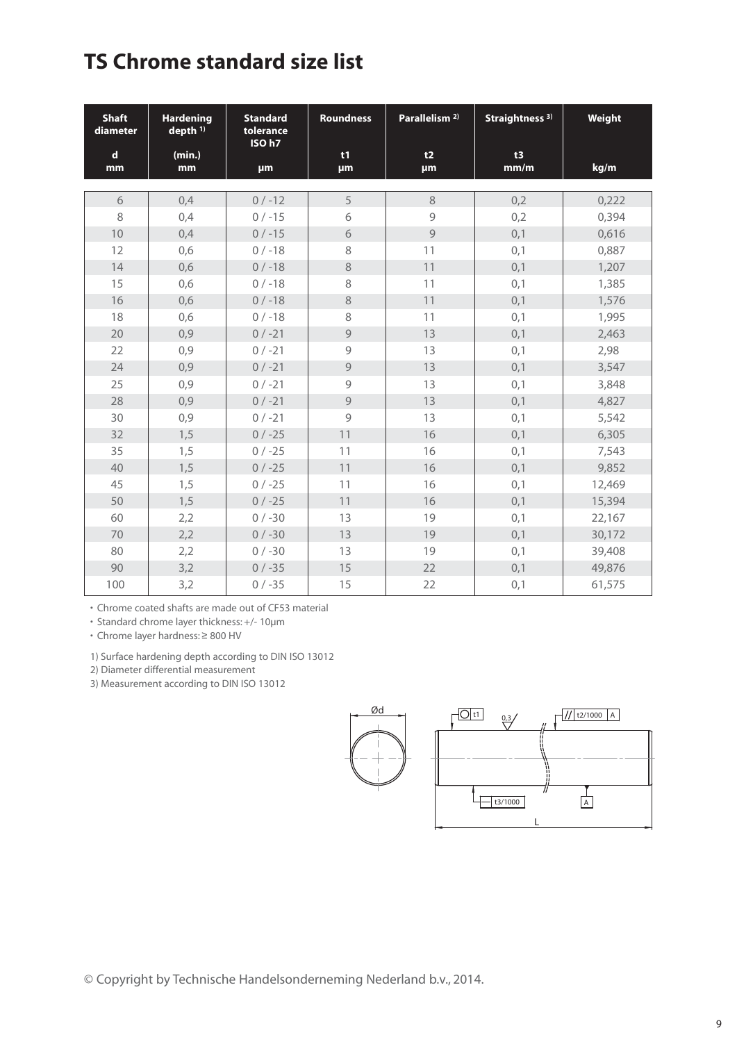# TS Chrome standard size list

| Shaft diameter<br>d<br>mm | Hardening depth [1]<br>(min.)<br>mm | Standard tolerance ISO h7<br>µm | Roundness<br>t1<br>µm | Parallelism [2]<br>t2<br>µm | Straightness [3]<br>t3<br>mm/m | Weight<br>kg/m |
|---|---|---|---|---|---|---|
| 6 | 0,4 | 0 / -12 | 5 | 8 | 0,2 | 0,222 |
| 8 | 0,4 | 0 / -15 | 6 | 9 | 0,2 | 0,394 |
| 10 | 0,4 | 0 / -15 | 6 | 9 | 0,1 | 0,616 |
| 12 | 0,6 | 0 / -18 | 8 | 11 | 0,1 | 0,887 |
| 14 | 0,6 | 0 / -18 | 8 | 11 | 0,1 | 1,207 |
| 15 | 0,6 | 0 / -18 | 8 | 11 | 0,1 | 1,385 |
| 16 | 0,6 | 0 / -18 | 8 | 11 | 0,1 | 1,576 |
| 18 | 0,6 | 0 / -18 | 8 | 11 | 0,1 | 1,995 |
| 20 | 0,9 | 0 / -21 | 9 | 13 | 0,1 | 2,463 |
| 22 | 0,9 | 0 / -21 | 9 | 13 | 0,1 | 2,98 |
| 24 | 0,9 | 0 / -21 | 9 | 13 | 0,1 | 3,547 |
| 25 | 0,9 | 0 / -21 | 9 | 13 | 0,1 | 3,848 |
| 28 | 0,9 | 0 / -21 | 9 | 13 | 0,1 | 4,827 |
| 30 | 0,9 | 0 / -21 | 9 | 13 | 0,1 | 5,542 |
| 32 | 1,5 | 0 / -25 | 11 | 16 | 0,1 | 6,305 |
| 35 | 1,5 | 0 / -25 | 11 | 16 | 0,1 | 7,543 |
| 40 | 1,5 | 0 / -25 | 11 | 16 | 0,1 | 9,852 |
| 45 | 1,5 | 0 / -25 | 11 | 16 | 0,1 | 12,469 |
| 50 | 1,5 | 0 / -25 | 11 | 16 | 0,1 | 15,394 |
| 60 | 2,2 | 0 / -30 | 13 | 19 | 0,1 | 22,167 |
| 70 | 2,2 | 0 / -30 | 13 | 19 | 0,1 | 30,172 |
| 80 | 2,2 | 0 / -30 | 13 | 19 | 0,1 | 39,408 |
| 90 | 3,2 | 0 / -35 | 15 | 22 | 0,1 | 49,876 |
| 100 | 3,2 | 0 / -35 | 15 | 22 | 0,1 | 61,575 |

- Chrome coated shafts are made out of CF53 material
- Standard chrome layer thickness: +/- 10µm
- Chrome layer hardness: ≥ 800 HV

1) Surface hardening depth according to DIN ISO 13012

2) Diameter differential measurement

3) Measurement according to DIN ISO 13012

Ød | t1 | 0,3 | // t2/1000 A | — t3/1000 | A | L

© Copyright by Technische Handelsonderneming Nederland b.v., 2014.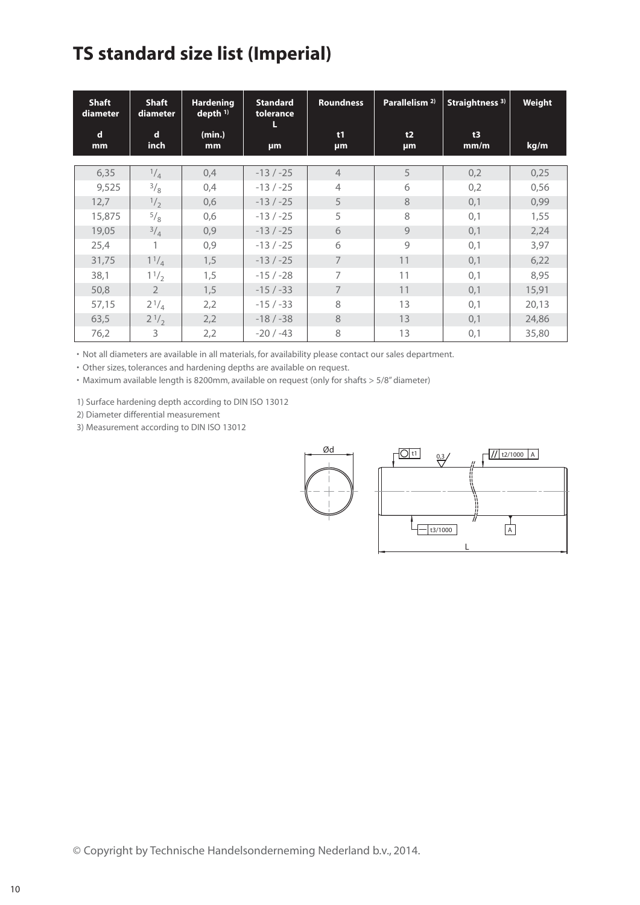# TS standard size list (Imperial)

| Shaft diameter d mm | Shaft diameter d inch | Hardening depth [1] (min.) mm | Standard tolerance L µm | Roundness t1 µm | Parallelism [2] t2 µm | Straightness [3] t3 mm/m | Weight kg/m |
|---|---|---|---|---|---|---|---|
| 6,35 | 1/4 | 0,4 | -13 / -25 | 4 | 5 | 0,2 | 0,25 |
| 9,525 | 3/8 | 0,4 | -13 / -25 | 4 | 6 | 0,2 | 0,56 |
| 12,7 | 1/2 | 0,6 | -13 / -25 | 5 | 8 | 0,1 | 0,99 |
| 15,875 | 5/8 | 0,6 | -13 / -25 | 5 | 8 | 0,1 | 1,55 |
| 19,05 | 3/4 | 0,9 | -13 / -25 | 6 | 9 | 0,1 | 2,24 |
| 25,4 | 1 | 0,9 | -13 / -25 | 6 | 9 | 0,1 | 3,97 |
| 31,75 | 1 1/4 | 1,5 | -13 / -25 | 7 | 11 | 0,1 | 6,22 |
| 38,1 | 1 1/2 | 1,5 | -15 / -28 | 7 | 11 | 0,1 | 8,95 |
| 50,8 | 2 | 1,5 | -15 / -33 | 7 | 11 | 0,1 | 15,91 |
| 57,15 | 2 1/4 | 2,2 | -15 / -33 | 8 | 13 | 0,1 | 20,13 |
| 63,5 | 2 1/2 | 2,2 | -18 / -38 | 8 | 13 | 0,1 | 24,86 |
| 76,2 | 3 | 2,2 | -20 / -43 | 8 | 13 | 0,1 | 35,80 |

- Not all diameters are available in all materials, for availability please contact our sales department.
- Other sizes, tolerances and hardening depths are available on request.
- Maximum available length is 8200mm, available on request (only for shafts > 5/8" diameter)

1) Surface hardening depth according to DIN ISO 13012

2) Diameter differential measurement

3) Measurement according to DIN ISO 13012

Ød | t1 | 0,3 | t2/1000 A | t3/1000 | A | L

© Copyright by Technische Handelsonderneming Nederland b.v., 2014.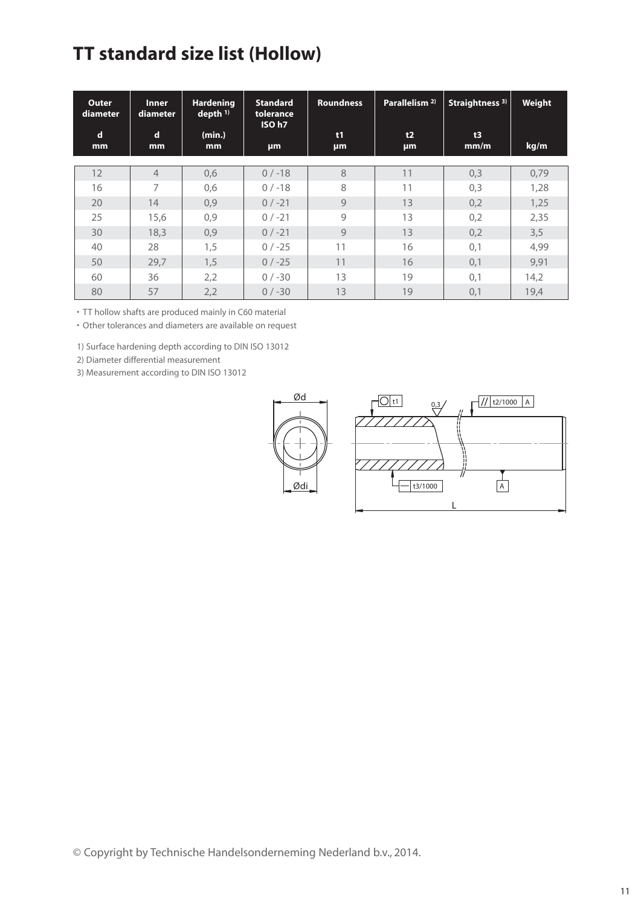# TT standard size list (Hollow)

| Outer diameter d mm | Inner diameter d mm | Hardening depth [1] (min.) mm | Standard tolerance ISO h7 µm | Roundness t1 µm | Parallelism [2] t2 µm | Straightness [3] t3 mm/m | Weight kg/m |
|---|---|---|---|---|---|---|---|
| 12 | 4 | 0,6 | 0 / -18 | 8 | 11 | 0,3 | 0,79 |
| 16 | 7 | 0,6 | 0 / -18 | 8 | 11 | 0,3 | 1,28 |
| 20 | 14 | 0,9 | 0 / -21 | 9 | 13 | 0,2 | 1,25 |
| 25 | 15,6 | 0,9 | 0 / -21 | 9 | 13 | 0,2 | 2,35 |
| 30 | 18,3 | 0,9 | 0 / -21 | 9 | 13 | 0,2 | 3,5 |
| 40 | 28 | 1,5 | 0 / -25 | 11 | 16 | 0,1 | 4,99 |
| 50 | 29,7 | 1,5 | 0 / -25 | 11 | 16 | 0,1 | 9,91 |
| 60 | 36 | 2,2 | 0 / -30 | 13 | 19 | 0,1 | 14,2 |
| 80 | 57 | 2,2 | 0 / -30 | 13 | 19 | 0,1 | 19,4 |

- TT hollow shafts are produced mainly in C60 material
- Other tolerances and diameters are available on request

1) Surface hardening depth according to DIN ISO 13012

2) Diameter differential measurement

3) Measurement according to DIN ISO 13012

© Copyright by Technische Handelsonderneming Nederland b.v., 2014.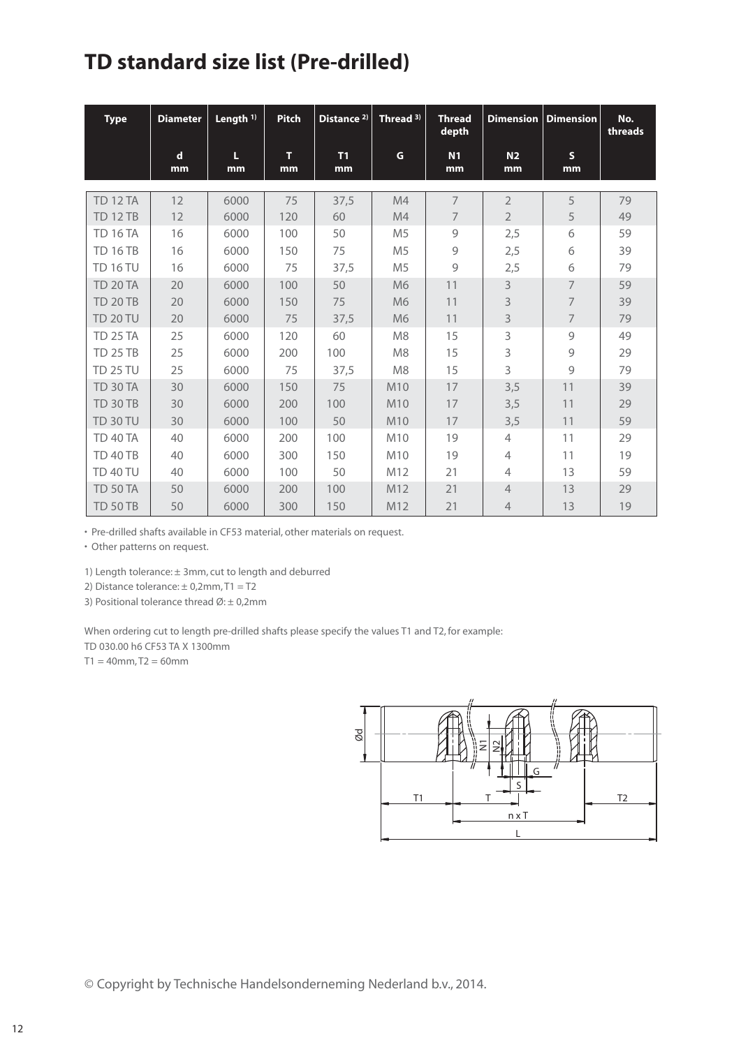# TD standard size list (Pre-drilled)

| Type | Diameter | Length [1] | Pitch | Distance [2] | Thread [3] | Thread depth | Dimension | Dimension | No. threads |
|---|---|---|---|---|---|---|---|---|---|
| | d mm | L mm | T mm | T1 mm | G | N1 mm | N2 mm | S mm | |
| TD 12 TA | 12 | 6000 | 75 | 37,5 | M4 | 7 | 2 | 5 | 79 |
| TD 12 TB | 12 | 6000 | 120 | 60 | M4 | 7 | 2 | 5 | 49 |
| TD 16 TA | 16 | 6000 | 100 | 50 | M5 | 9 | 2,5 | 6 | 59 |
| TD 16 TB | 16 | 6000 | 150 | 75 | M5 | 9 | 2,5 | 6 | 39 |
| TD 16 TU | 16 | 6000 | 75 | 37,5 | M5 | 9 | 2,5 | 6 | 79 |
| TD 20 TA | 20 | 6000 | 100 | 50 | M6 | 11 | 3 | 7 | 59 |
| TD 20 TB | 20 | 6000 | 150 | 75 | M6 | 11 | 3 | 7 | 39 |
| TD 20 TU | 20 | 6000 | 75 | 37,5 | M6 | 11 | 3 | 7 | 79 |
| TD 25 TA | 25 | 6000 | 120 | 60 | M8 | 15 | 3 | 9 | 49 |
| TD 25 TB | 25 | 6000 | 200 | 100 | M8 | 15 | 3 | 9 | 29 |
| TD 25 TU | 25 | 6000 | 75 | 37,5 | M8 | 15 | 3 | 9 | 79 |
| TD 30 TA | 30 | 6000 | 150 | 75 | M10 | 17 | 3,5 | 11 | 39 |
| TD 30 TB | 30 | 6000 | 200 | 100 | M10 | 17 | 3,5 | 11 | 29 |
| TD 30 TU | 30 | 6000 | 100 | 50 | M10 | 17 | 3,5 | 11 | 59 |
| TD 40 TA | 40 | 6000 | 200 | 100 | M10 | 19 | 4 | 11 | 29 |
| TD 40 TB | 40 | 6000 | 300 | 150 | M10 | 19 | 4 | 11 | 19 |
| TD 40 TU | 40 | 6000 | 100 | 50 | M12 | 21 | 4 | 13 | 59 |
| TD 50 TA | 50 | 6000 | 200 | 100 | M12 | 21 | 4 | 13 | 29 |
| TD 50 TB | 50 | 6000 | 300 | 150 | M12 | 21 | 4 | 13 | 19 |

- Pre-drilled shafts available in CF53 material, other materials on request.
- Other patterns on request.

1) Length tolerance: ± 3mm, cut to length and deburred

2) Distance tolerance: ± 0,2mm, T1 = T2

3) Positional tolerance thread Ø: ± 0,2mm

When ordering cut to length pre-drilled shafts please specify the values T1 and T2, for example:
TD 030.00 h6 CF53 TA X 1300mm
T1 = 40mm, T2 = 60mm

© Copyright by Technische Handelsonderneming Nederland b.v., 2014.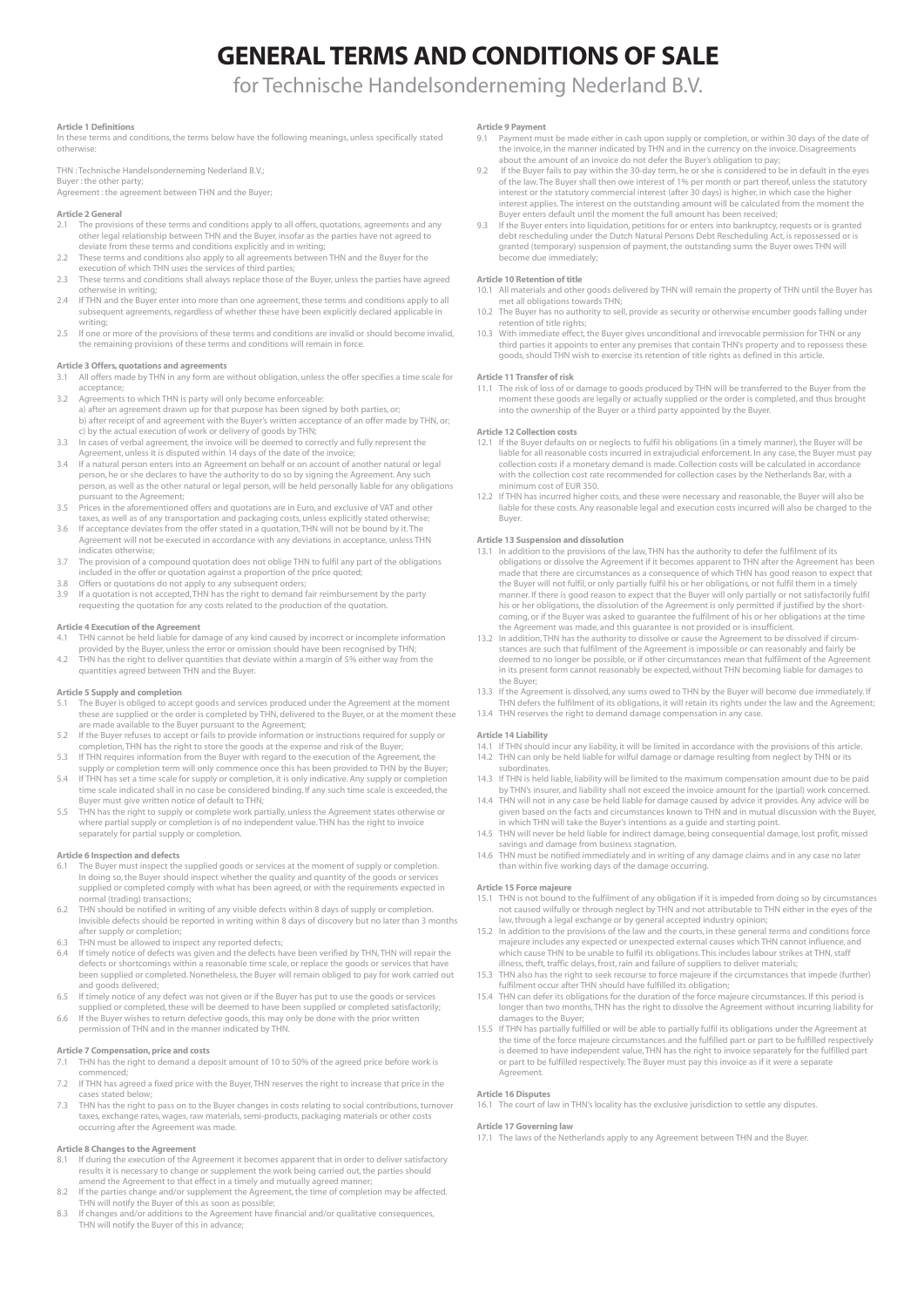# GENERAL TERMS AND CONDITIONS OF SALE

## for Technische Handelsonderneming Nederland B.V.

### Article 1 Definitions

In these terms and conditions, the terms below have the following meanings, unless specifically stated otherwise:

THN : Technische Handelsonderneming Nederland B.V.;
Buyer : the other party;
Agreement : the agreement between THN and the Buyer;

### Article 2 General

2.1 The provisions of these terms and conditions apply to all offers, quotations, agreements and any other legal relationship between THN and the Buyer, insofar as the parties have not agreed to deviate from these terms and conditions explicitly and in writing;
2.2 These terms and conditions also apply to all agreements between THN and the Buyer for the execution of which THN uses the services of third parties;
2.3 These terms and conditions shall always replace those of the Buyer, unless the parties have agreed otherwise in writing;
2.4 If THN and the Buyer enter into more than one agreement, these terms and conditions apply to all subsequent agreements, regardless of whether these have been explicitly declared applicable in writing;
2.5 If one or more of the provisions of these terms and conditions are invalid or should become invalid, the remaining provisions of these terms and conditions will remain in force.

### Article 3 Offers, quotations and agreements

3.1 All offers made by THN in any form are without obligation, unless the offer specifies a time scale for acceptance;
3.2 Agreements to which THN is party will only become enforceable:
a) after an agreement drawn up for that purpose has been signed by both parties, or;
b) after receipt of and agreement with the Buyer's written acceptance of an offer made by THN, or;
c) by the actual execution of work or delivery of goods by THN;
3.3 In cases of verbal agreement, the invoice will be deemed to correctly and fully represent the Agreement, unless it is disputed within 14 days of the date of the invoice;
3.4 If a natural person enters into an Agreement on behalf of or on account of another natural or legal person, he or she declares to have the authority to do so by signing the Agreement. Any such person, as well as the other natural or legal person, will be held personally liable for any obligations pursuant to the Agreement;
3.5 Prices in the aforementioned offers and quotations are in Euro, and exclusive of VAT and other taxes, as well as of any transportation and packaging costs, unless explicitly stated otherwise;
3.6 If acceptance deviates from the offer stated in a quotation, THN will not be bound by it. The Agreement will not be executed in accordance with any deviations in acceptance, unless THN indicates otherwise;
3.7 The provision of a compound quotation does not oblige THN to fulfil any part of the obligations included in the offer or quotation against a proportion of the price quoted;
3.8 Offers or quotations do not apply to any subsequent orders;
3.9 If a quotation is not accepted, THN has the right to demand fair reimbursement by the party requesting the quotation for any costs related to the production of the quotation.

### Article 4 Execution of the Agreement

4.1 THN cannot be held liable for damage of any kind caused by incorrect or incomplete information provided by the Buyer, unless the error or omission should have been recognised by THN;
4.2 THN has the right to deliver quantities that deviate within a margin of 5% either way from the quantities agreed between THN and the Buyer.

### Article 5 Supply and completion

5.1 The Buyer is obliged to accept goods and services produced under the Agreement at the moment these are supplied or the order is completed by THN, delivered to the Buyer, or at the moment these are made available to the Buyer pursuant to the Agreement;
5.2 If the Buyer refuses to accept or fails to provide information or instructions required for supply or completion, THN has the right to store the goods at the expense and risk of the Buyer;
5.3 If THN requires information from the Buyer with regard to the execution of the Agreement, the supply or completion term will only commence once this has been provided to THN by the Buyer;
5.4 If THN has set a time scale for supply or completion, it is only indicative. Any supply or completion time scale indicated shall in no case be considered binding. If any such time scale is exceeded, the Buyer must give written notice of default to THN;
5.5 THN has the right to supply or complete work partially, unless the Agreement states otherwise or where partial supply or completion is of no independent value. THN has the right to invoice separately for partial supply or completion.

### Article 6 Inspection and defects

6.1 The Buyer must inspect the supplied goods or services at the moment of supply or completion. In doing so, the Buyer should inspect whether the quality and quantity of the goods or services supplied or completed comply with what has been agreed, or with the requirements expected in normal (trading) transactions;
6.2 THN should be notified in writing of any visible defects within 8 days of supply or completion. Invisible defects should be reported in writing within 8 days of discovery but no later than 3 months after supply or completion;
6.3 THN must be allowed to inspect any reported defects;
6.4 If timely notice of defects was given and the defects have been verified by THN, THN will repair the defects or shortcomings within a reasonable time scale, or replace the goods or services that have been supplied or completed. Nonetheless, the Buyer will remain obliged to pay for work carried out and goods delivered;
6.5 If timely notice of any defect was not given or if the Buyer has put to use the goods or services supplied or completed, these will be deemed to have been supplied or completed satisfactorily;
6.6 If the Buyer wishes to return defective goods, this may only be done with the prior written permission of THN and in the manner indicated by THN.

### Article 7 Compensation, price and costs

7.1 THN has the right to demand a deposit amount of 10 to 50% of the agreed price before work is commenced;
7.2 If THN has agreed a fixed price with the Buyer, THN reserves the right to increase that price in the cases stated below;
7.3 THN has the right to pass on to the Buyer changes in costs relating to social contributions, turnover taxes, exchange rates, wages, raw materials, semi-products, packaging materials or other costs occurring after the Agreement was made.

### Article 8 Changes to the Agreement

8.1 If during the execution of the Agreement it becomes apparent that in order to deliver satisfactory results it is necessary to change or supplement the work being carried out, the parties should amend the Agreement to that effect in a timely and mutually agreed manner;
8.2 If the parties change and/or supplement the Agreement, the time of completion may be affected. THN will notify the Buyer of this as soon as possible;
8.3 If changes and/or additions to the Agreement have financial and/or qualitative consequences, THN will notify the Buyer of this in advance;

### Article 9 Payment

9.1 Payment must be made either in cash upon supply or completion, or within 30 days of the date of the invoice, in the manner indicated by THN and in the currency on the invoice. Disagreements about the amount of an invoice do not defer the Buyer's obligation to pay;
9.2 If the Buyer fails to pay within the 30-day term, he or she is considered to be in default in the eyes of the law. The Buyer shall then owe interest of 1% per month or part thereof, unless the statutory interest or the statutory commercial interest (after 30 days) is higher, in which case the higher interest applies. The interest on the outstanding amount will be calculated from the moment the Buyer enters default until the moment the full amount has been received;
9.3 If the Buyer enters into liquidation, petitions for or enters into bankruptcy, requests or is granted debt rescheduling under the Dutch Natural Persons Debt Rescheduling Act, is repossessed or is granted (temporary) suspension of payment, the outstanding sums the Buyer owes THN will become due immediately;

### Article 10 Retention of title

10.1 All materials and other goods delivered by THN will remain the property of THN until the Buyer has met all obligations towards THN;
10.2 The Buyer has no authority to sell, provide as security or otherwise encumber goods falling under retention of title rights;
10.3 With immediate effect, the Buyer gives unconditional and irrevocable permission for THN or any third parties it appoints to enter any premises that contain THN's property and to repossess these goods, should THN wish to exercise its retention of title rights as defined in this article.

### Article 11 Transfer of risk

11.1 The risk of loss of or damage to goods produced by THN will be transferred to the Buyer from the moment these goods are legally or actually supplied or the order is completed, and thus brought into the ownership of the Buyer or a third party appointed by the Buyer.

### Article 12 Collection costs

12.1 If the Buyer defaults on or neglects to fulfil his obligations (in a timely manner), the Buyer will be liable for all reasonable costs incurred in extrajudicial enforcement. In any case, the Buyer must pay collection costs if a monetary demand is made. Collection costs will be calculated in accordance with the collection cost rate recommended for collection cases by the Netherlands Bar, with a minimum cost of EUR 350.
12.2 If THN has incurred higher costs, and these were necessary and reasonable, the Buyer will also be liable for these costs. Any reasonable legal and execution costs incurred will also be charged to the Buyer.

### Article 13 Suspension and dissolution

13.1 In addition to the provisions of the law, THN has the authority to defer the fulfilment of its obligations or dissolve the Agreement if it becomes apparent to THN after the Agreement has been made that there are circumstances as a consequence of which THN has good reason to expect that the Buyer will not fulfil, or only partially fulfil his or her obligations, or not fulfil them in a timely manner. If there is good reason to expect that the Buyer will only partially or not satisfactorily fulfil his or her obligations, the dissolution of the Agreement is only permitted if justified by the shortcoming, or if the Buyer was asked to guarantee the fulfilment of his or her obligations at the time the Agreement was made, and this guarantee is not provided or is insufficient.
13.2 In addition, THN has the authority to dissolve or cause the Agreement to be dissolved if circumstances are such that fulfilment of the Agreement is impossible or can reasonably and fairly be deemed to no longer be possible, or if other circumstances mean that fulfilment of the Agreement in its present form cannot reasonably be expected, without THN becoming liable for damages to the Buyer;
13.3 If the Agreement is dissolved, any sums owed to THN by the Buyer will become due immediately. If THN defers the fulfilment of its obligations, it will retain its rights under the law and the Agreement;
13.4 THN reserves the right to demand damage compensation in any case.

### Article 14 Liability

14.1 If THN should incur any liability, it will be limited in accordance with the provisions of this article.
14.2 THN can only be held liable for wilful damage or damage resulting from neglect by THN or its subordinates.
14.3 If THN is held liable, liability will be limited to the maximum compensation amount due to be paid by THN's insurer, and liability shall not exceed the invoice amount for the (partial) work concerned.
14.4 THN will not in any case be held liable for damage caused by advice it provides. Any advice will be given based on the facts and circumstances known to THN and in mutual discussion with the Buyer, in which THN will take the Buyer's intentions as a guide and starting point.
14.5 THN will never be held liable for indirect damage, being consequential damage, lost profit, missed savings and damage from business stagnation.
14.6 THN must be notified immediately and in writing of any damage claims and in any case no later than within five working days of the damage occurring.

### Article 15 Force majeure

15.1 THN is not bound to the fulfilment of any obligation if it is impeded from doing so by circumstances not caused wilfully or through neglect by THN and not attributable to THN either in the eyes of the law, through a legal exchange or by general accepted industry opinion;
15.2 In addition to the provisions of the law and the courts, in these general terms and conditions force majeure includes any expected or unexpected external causes which THN cannot influence, and which cause THN to be unable to fulfil its obligations. This includes labour strikes at THN, staff illness, theft, traffic delays, frost, rain and failure of suppliers to deliver materials;
15.3 THN also has the right to seek recourse to force majeure if the circumstances that impede (further) fulfilment occur after THN should have fulfilled its obligation;
15.4 THN can defer its obligations for the duration of the force majeure circumstances. If this period is longer than two months, THN has the right to dissolve the Agreement without incurring liability for damages to the Buyer;
15.5 If THN has partially fulfilled or will be able to partially fulfil its obligations under the Agreement at the time of the force majeure circumstances and the fulfilled part or part to be fulfilled respectively is deemed to have independent value, THN has the right to invoice separately for the fulfilled part or part to be fulfilled respectively. The Buyer must pay this invoice as if it were a separate Agreement.

### Article 16 Disputes

16.1 The court of law in THN's locality has the exclusive jurisdiction to settle any disputes.

### Article 17 Governing law

17.1 The laws of the Netherlands apply to any Agreement between THN and the Buyer.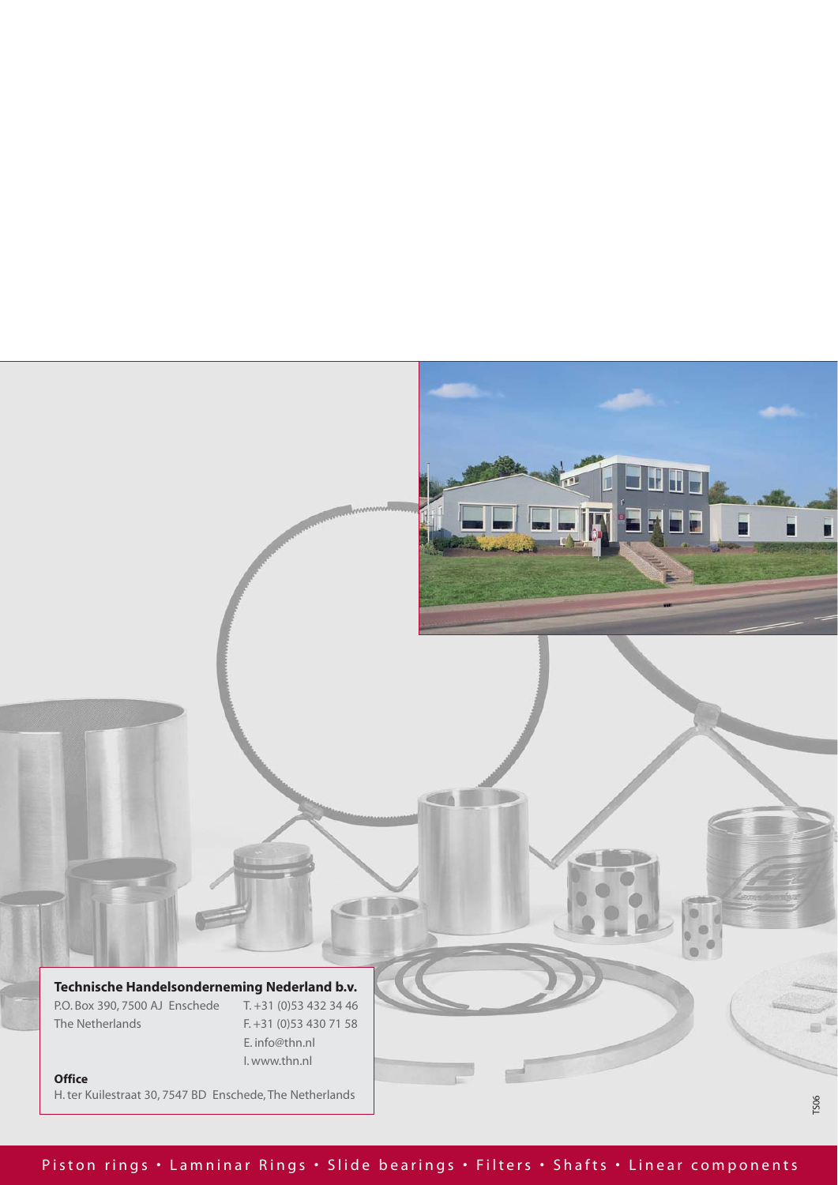**Technische Handelsonderneming Nederland b.v.**

P.O. Box 390, 7500 AJ Enschede
The Netherlands

T. +31 (0)53 432 34 46
F. +31 (0)53 430 71 58
E. info@thn.nl
I. www.thn.nl

**Office**

H. ter Kuilestraat 30, 7547 BD Enschede, The Netherlands

TS06

Piston rings • Lamninar Rings • Slide bearings • Filters • Shafts • Linear components